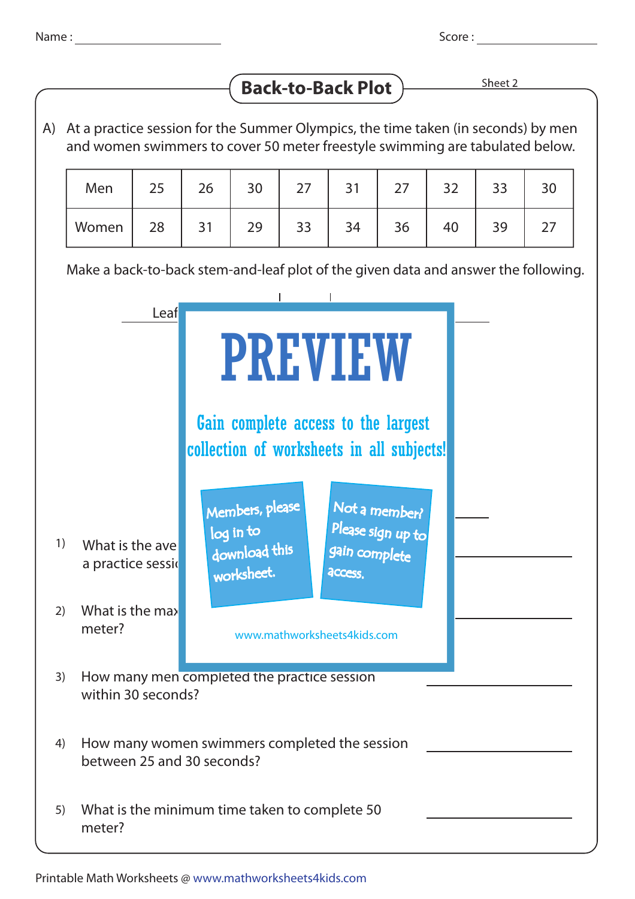Name : ______________________ Score : ______________________

## Back-to-Back Plot

Sheet 2

A) At a practice session for the Summer Olympics, the time taken (in seconds) by men and women swimmers to cover 50 meter freestyle swimming are tabulated below.

| Men | 25 | 26 | 30 | 27 | 31 | 27 | 32 | 33 | 30 |
|---|---|---|---|---|---|---|---|---|---|
| Women | 28 | 31 | 29 | 33 | 34 | 36 | 40 | 39 | 27 |

Make a back-to-back stem-and-leaf plot of the given data and answer the following.

Leaf

PREVIEW

Gain complete access to the largest collection of worksheets in all subjects!

Members, please log in to download this worksheet.

Not a member? Please sign up to gain complete access.

www.mathworksheets4kids.com

1) What is the ave a practice sessi ______________________

2) What is the max meter? ______________________

3) How many men completed the practice session within 30 seconds? ______________________

4) How many women swimmers completed the session between 25 and 30 seconds? ______________________

5) What is the minimum time taken to complete 50 meter? ______________________

Printable Math Worksheets @ www.mathworksheets4kids.com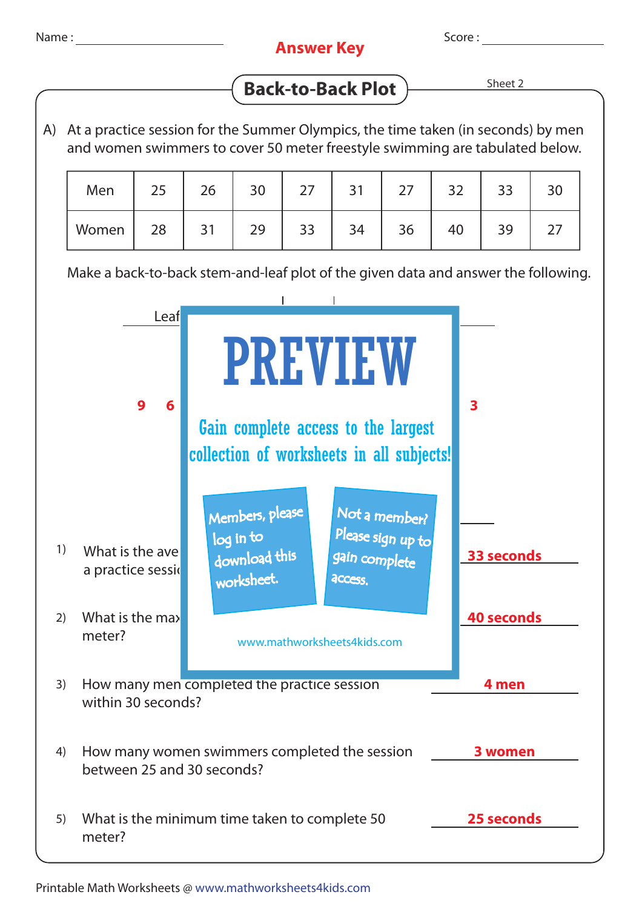Name : ____________________ **Answer Key** Score : ____________________

## Back-to-Back Plot

Sheet 2

A) At a practice session for the Summer Olympics, the time taken (in seconds) by men and women swimmers to cover 50 meter freestyle swimming are tabulated below.

| | | | | | | | | | |
|---|---|---|---|---|---|---|---|---|---|
| Men | 25 | 26 | 30 | 27 | 31 | 27 | 32 | 33 | 30 |
| Women | 28 | 31 | 29 | 33 | 34 | 36 | 40 | 39 | 27 |

Make a back-to-back stem-and-leaf plot of the given data and answer the following.

Leaf

**9** **6** **3**

PREVIEW

Gain complete access to the largest collection of worksheets in all subjects!

Members, please log in to download this worksheet.

Not a member? Please sign up to gain complete access.

www.mathworksheets4kids.com

1) What is the ave... a practice sessi... **33 seconds**

2) What is the max... meter? **40 seconds**

3) How many men completed the practice session within 30 seconds? **4 men**

4) How many women swimmers completed the session between 25 and 30 seconds? **3 women**

5) What is the minimum time taken to complete 50 meter? **25 seconds**

Printable Math Worksheets @ www.mathworksheets4kids.com